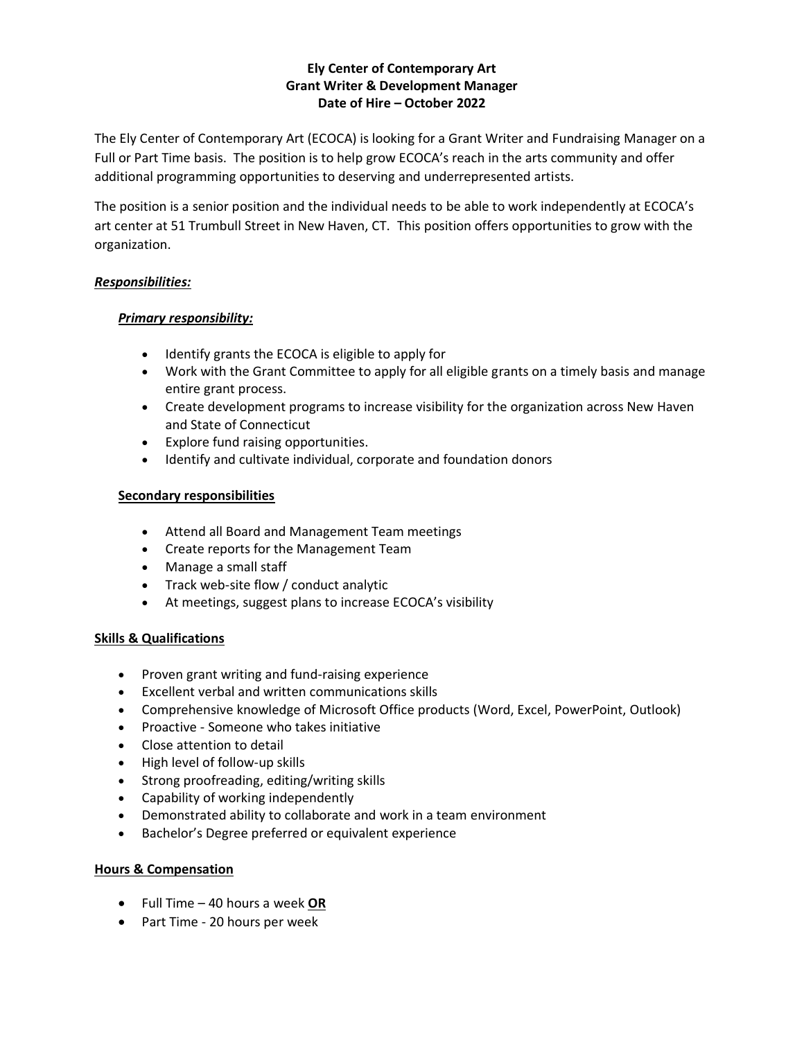**Ely Center of Contemporary Art**
**Grant Writer & Development Manager**
**Date of Hire – October 2022**

The Ely Center of Contemporary Art (ECOCA) is looking for a Grant Writer and Fundraising Manager on a Full or Part Time basis. The position is to help grow ECOCA's reach in the arts community and offer additional programming opportunities to deserving and underrepresented artists.

The position is a senior position and the individual needs to be able to work independently at ECOCA's art center at 51 Trumbull Street in New Haven, CT. This position offers opportunities to grow with the organization.

***Responsibilities:***

***Primary responsibility:***

- Identify grants the ECOCA is eligible to apply for
- Work with the Grant Committee to apply for all eligible grants on a timely basis and manage entire grant process.
- Create development programs to increase visibility for the organization across New Haven and State of Connecticut
- Explore fund raising opportunities.
- Identify and cultivate individual, corporate and foundation donors

**Secondary responsibilities**

- Attend all Board and Management Team meetings
- Create reports for the Management Team
- Manage a small staff
- Track web-site flow / conduct analytic
- At meetings, suggest plans to increase ECOCA's visibility

**Skills & Qualifications**

- Proven grant writing and fund-raising experience
- Excellent verbal and written communications skills
- Comprehensive knowledge of Microsoft Office products (Word, Excel, PowerPoint, Outlook)
- Proactive - Someone who takes initiative
- Close attention to detail
- High level of follow-up skills
- Strong proofreading, editing/writing skills
- Capability of working independently
- Demonstrated ability to collaborate and work in a team environment
- Bachelor's Degree preferred or equivalent experience

**Hours & Compensation**

- Full Time – 40 hours a week **OR**
- Part Time - 20 hours per week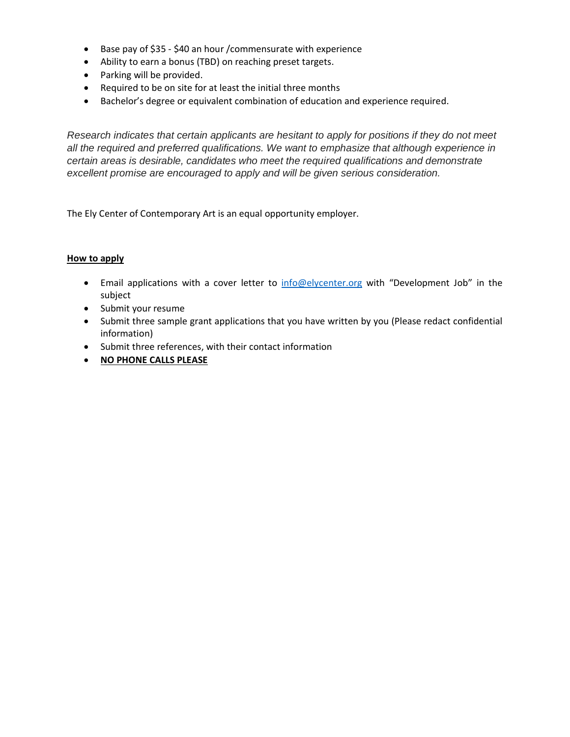- Base pay of $35 - $40 an hour /commensurate with experience
- Ability to earn a bonus (TBD) on reaching preset targets.
- Parking will be provided.
- Required to be on site for at least the initial three months
- Bachelor's degree or equivalent combination of education and experience required.

*Research indicates that certain applicants are hesitant to apply for positions if they do not meet all the required and preferred qualifications. We want to emphasize that although experience in certain areas is desirable, candidates who meet the required qualifications and demonstrate excellent promise are encouraged to apply and will be given serious consideration.*

The Ely Center of Contemporary Art is an equal opportunity employer.

**How to apply**

- Email applications with a cover letter to info@elycenter.org with "Development Job" in the subject
- Submit your resume
- Submit three sample grant applications that you have written by you (Please redact confidential information)
- Submit three references, with their contact information
- **NO PHONE CALLS PLEASE**